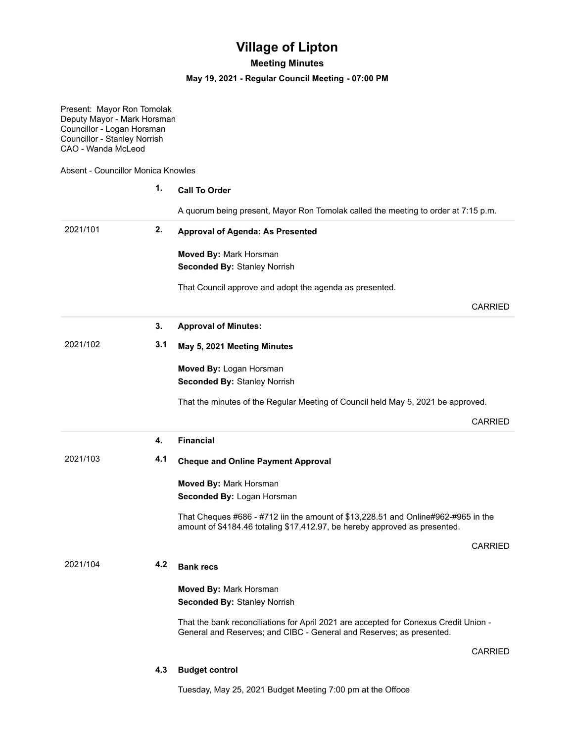# Village of Lipton

## Meeting Minutes

### May 19, 2021 - Regular Council Meeting - 07:00 PM

Present: Mayor Ron Tomolak
Deputy Mayor - Mark Horsman
Councillor - Logan Horsman
Councillor - Stanley Norrish
CAO - Wanda McLeod

Absent - Councillor Monica Knowles

**1. Call To Order**

A quorum being present, Mayor Ron Tomolak called the meeting to order at 7:15 p.m.

---

2021/101

**2. Approval of Agenda: As Presented**

**Moved By:** Mark Horsman
**Seconded By:** Stanley Norrish

That Council approve and adopt the agenda as presented.

CARRIED

---

**3. Approval of Minutes:**

2021/102

**3.1 May 5, 2021 Meeting Minutes**

**Moved By:** Logan Horsman
**Seconded By:** Stanley Norrish

That the minutes of the Regular Meeting of Council held May 5, 2021 be approved.

CARRIED

---

**4. Financial**

2021/103

**4.1 Cheque and Online Payment Approval**

**Moved By:** Mark Horsman
**Seconded By:** Logan Horsman

That Cheques #686 - #712 iin the amount of $13,228.51 and Online#962-#965 in the amount of $4184.46 totaling $17,412.97, be hereby approved as presented.

CARRIED

2021/104

**4.2 Bank recs**

**Moved By:** Mark Horsman
**Seconded By:** Stanley Norrish

That the bank reconciliations for April 2021 are accepted for Conexus Credit Union - General and Reserves; and CIBC - General and Reserves; as presented.

CARRIED

**4.3 Budget control**

Tuesday, May 25, 2021 Budget Meeting 7:00 pm at the Offoce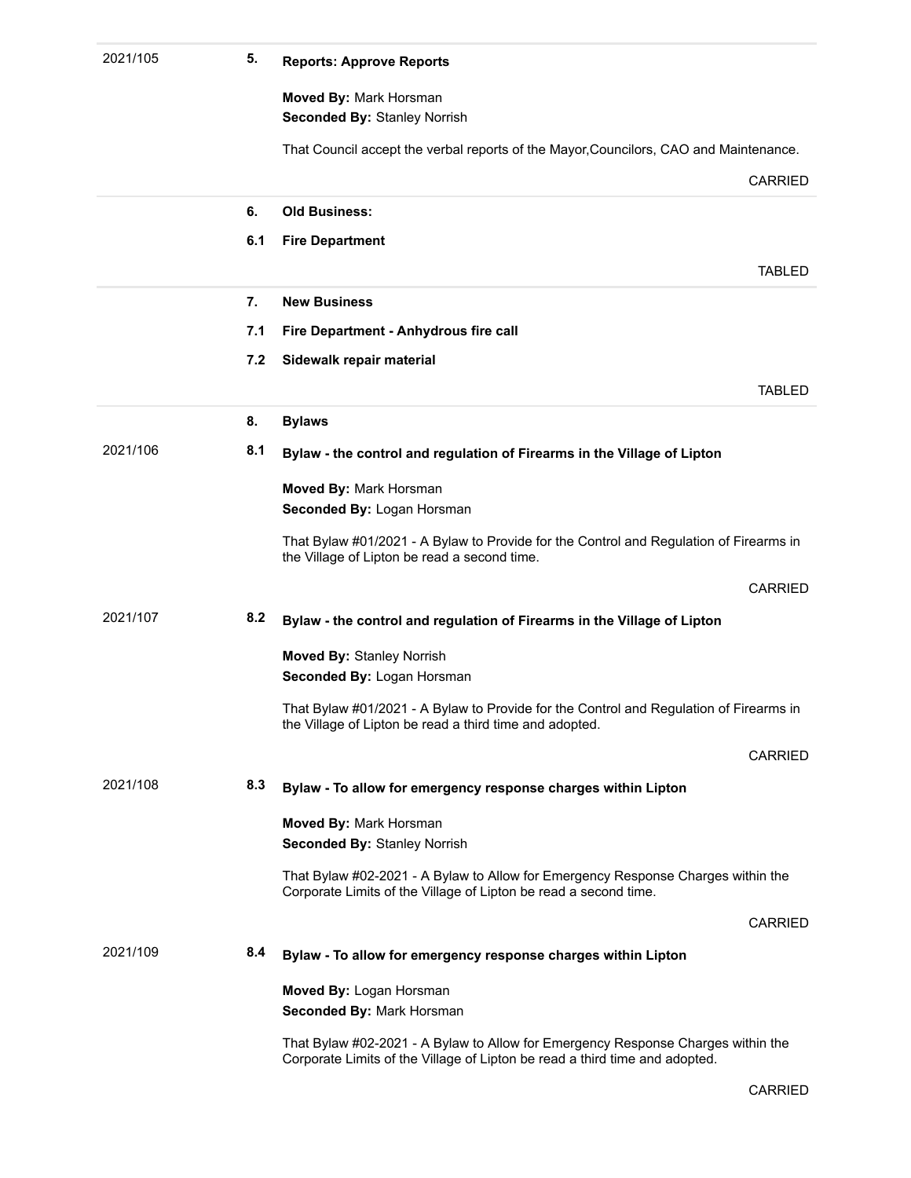2021/105 **5. Reports: Approve Reports**

**Moved By:** Mark Horsman
**Seconded By:** Stanley Norrish

That Council accept the verbal reports of the Mayor,Councilors, CAO and Maintenance.

CARRIED

---

**6. Old Business:**

**6.1 Fire Department**

TABLED

---

**7. New Business**

**7.1 Fire Department - Anhydrous fire call**

**7.2 Sidewalk repair material**

TABLED

---

**8. Bylaws**

2021/106 **8.1 Bylaw - the control and regulation of Firearms in the Village of Lipton**

**Moved By:** Mark Horsman
**Seconded By:** Logan Horsman

That Bylaw #01/2021 - A Bylaw to Provide for the Control and Regulation of Firearms in the Village of Lipton be read a second time.

CARRIED

2021/107 **8.2 Bylaw - the control and regulation of Firearms in the Village of Lipton**

**Moved By:** Stanley Norrish
**Seconded By:** Logan Horsman

That Bylaw #01/2021 - A Bylaw to Provide for the Control and Regulation of Firearms in the Village of Lipton be read a third time and adopted.

CARRIED

2021/108 **8.3 Bylaw - To allow for emergency response charges within Lipton**

**Moved By:** Mark Horsman
**Seconded By:** Stanley Norrish

That Bylaw #02-2021 - A Bylaw to Allow for Emergency Response Charges within the Corporate Limits of the Village of Lipton be read a second time.

CARRIED

2021/109 **8.4 Bylaw - To allow for emergency response charges within Lipton**

**Moved By:** Logan Horsman
**Seconded By:** Mark Horsman

That Bylaw #02-2021 - A Bylaw to Allow for Emergency Response Charges within the Corporate Limits of the Village of Lipton be read a third time and adopted.

CARRIED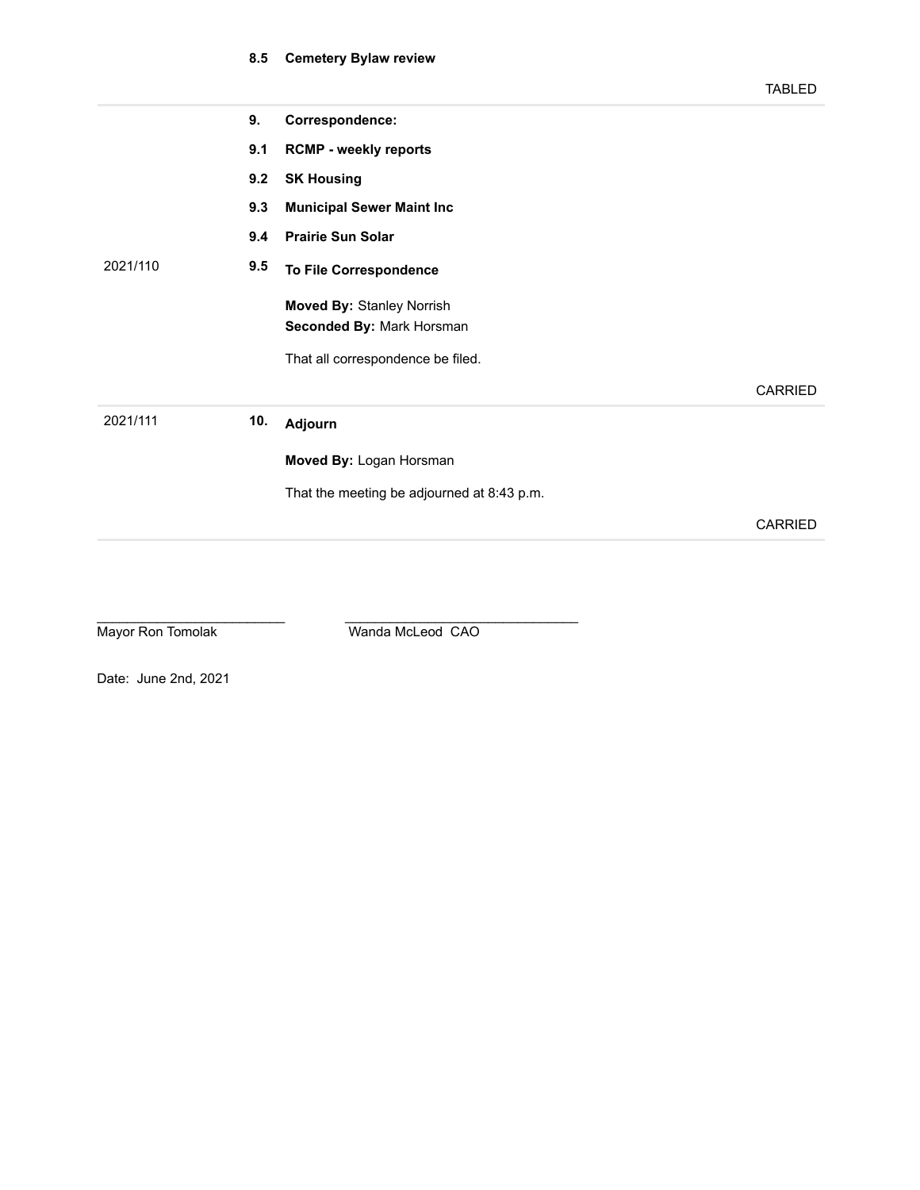**8.5 Cemetery Bylaw review**

TABLED

---

**9. Correspondence:**

**9.1 RCMP - weekly reports**

**9.2 SK Housing**

**9.3 Municipal Sewer Maint Inc**

**9.4 Prairie Sun Solar**

2021/110 **9.5 To File Correspondence**

**Moved By:** Stanley Norrish
**Seconded By:** Mark Horsman

That all correspondence be filed.

CARRIED

---

2021/111 **10. Adjourn**

**Moved By:** Logan Horsman

That the meeting be adjourned at 8:43 p.m.

CARRIED

---

_________________________ _______________________________
Mayor Ron Tomolak Wanda McLeod CAO

Date: June 2nd, 2021